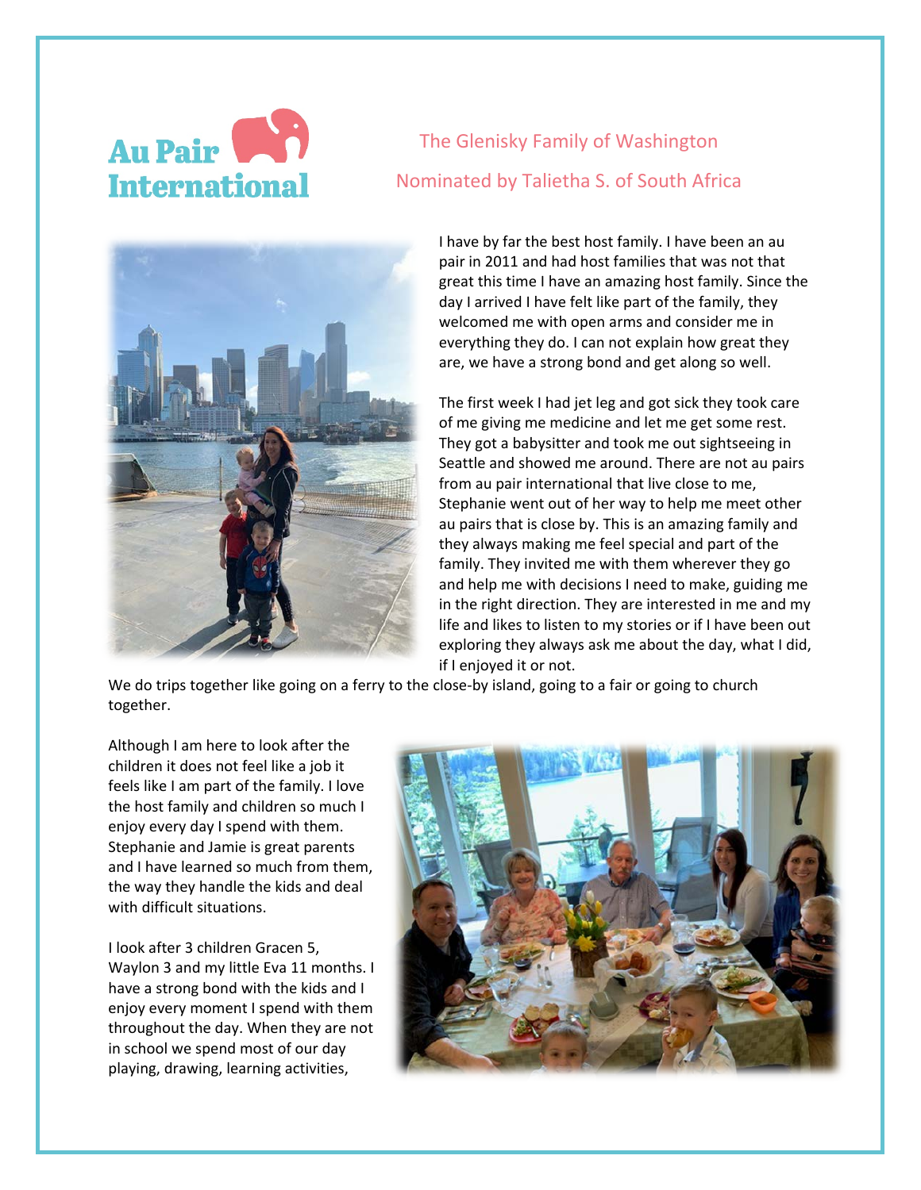Au Pair International

## The Glenisky Family of Washington

## Nominated by Talietha S. of South Africa

I have by far the best host family. I have been an au pair in 2011 and had host families that was not that great this time I have an amazing host family. Since the day I arrived I have felt like part of the family, they welcomed me with open arms and consider me in everything they do. I can not explain how great they are, we have a strong bond and get along so well.

The first week I had jet leg and got sick they took care of me giving me medicine and let me get some rest. They got a babysitter and took me out sightseeing in Seattle and showed me around. There are not au pairs from au pair international that live close to me, Stephanie went out of her way to help me meet other au pairs that is close by. This is an amazing family and they always making me feel special and part of the family. They invited me with them wherever they go and help me with decisions I need to make, guiding me in the right direction. They are interested in me and my life and likes to listen to my stories or if I have been out exploring they always ask me about the day, what I did, if I enjoyed it or not.
We do trips together like going on a ferry to the close-by island, going to a fair or going to church together.

Although I am here to look after the children it does not feel like a job it feels like I am part of the family. I love the host family and children so much I enjoy every day I spend with them. Stephanie and Jamie is great parents and I have learned so much from them, the way they handle the kids and deal with difficult situations.

I look after 3 children Gracen 5, Waylon 3 and my little Eva 11 months. I have a strong bond with the kids and I enjoy every moment I spend with them throughout the day. When they are not in school we spend most of our day playing, drawing, learning activities,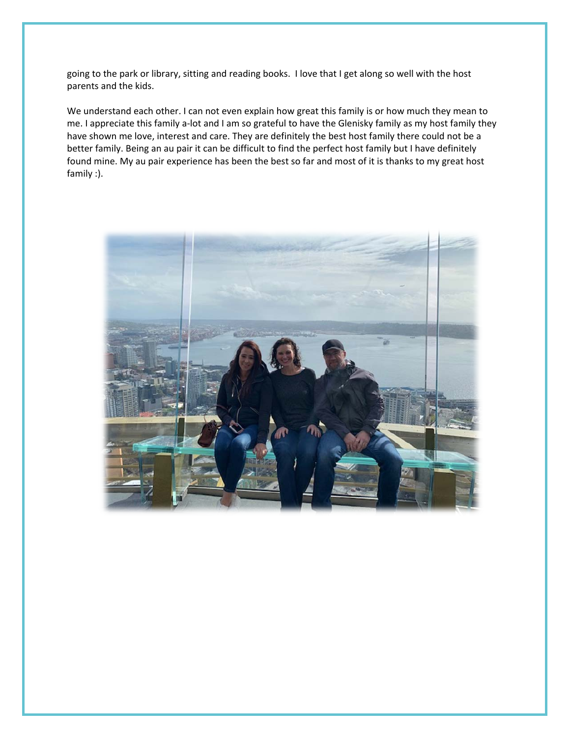going to the park or library, sitting and reading books. I love that I get along so well with the host parents and the kids.

We understand each other. I can not even explain how great this family is or how much they mean to me. I appreciate this family a-lot and I am so grateful to have the Glenisky family as my host family they have shown me love, interest and care. They are definitely the best host family there could not be a better family. Being an au pair it can be difficult to find the perfect host family but I have definitely found mine. My au pair experience has been the best so far and most of it is thanks to my great host family :).